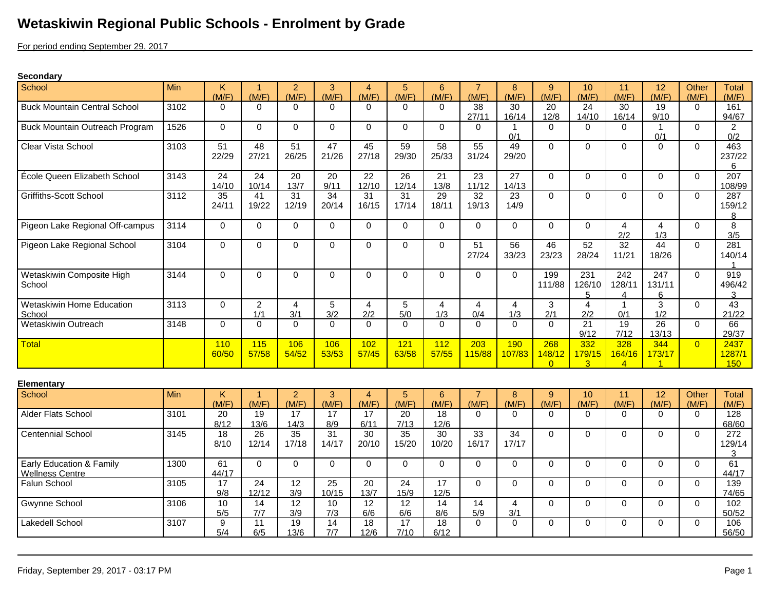# Wetaskiwin Regional Public Schools - Enrolment by Grade

For period ending September 29, 2017

**Secondary**

| School | Min | K (M/F) | 1 (M/F) | 2 (M/F) | 3 (M/F) | 4 (M/F) | 5 (M/F) | 6 (M/F) | 7 (M/F) | 8 (M/F) | 9 (M/F) | 10 (M/F) | 11 (M/F) | 12 (M/F) | Other (M/F) | Total (M/F) |
|---|---|---|---|---|---|---|---|---|---|---|---|---|---|---|---|---|
| Buck Mountain Central School | 3102 | 0 | 0 | 0 | 0 | 0 | 0 | 0 | 38 27/11 | 30 16/14 | 20 12/8 | 24 14/10 | 30 16/14 | 19 9/10 | 0 | 161 94/67 |
| Buck Mountain Outreach Program | 1526 | 0 | 0 | 0 | 0 | 0 | 0 | 0 | 0 | 1 0/1 | 0 | 0 | 0 | 1 0/1 | 0 | 2 0/2 |
| Clear Vista School | 3103 | 51 22/29 | 48 27/21 | 51 26/25 | 47 21/26 | 45 27/18 | 59 29/30 | 58 25/33 | 55 31/24 | 49 29/20 | 0 | 0 | 0 | 0 | 0 | 463 237/226 |
| École Queen Elizabeth School | 3143 | 24 14/10 | 24 10/14 | 20 13/7 | 20 9/11 | 22 12/10 | 26 12/14 | 21 13/8 | 23 11/12 | 27 14/13 | 0 | 0 | 0 | 0 | 0 | 207 108/99 |
| Griffiths-Scott School | 3112 | 35 24/11 | 41 19/22 | 31 12/19 | 34 20/14 | 31 16/15 | 31 17/14 | 29 18/11 | 32 19/13 | 23 14/9 | 0 | 0 | 0 | 0 | 0 | 287 159/128 |
| Pigeon Lake Regional Off-campus | 3114 | 0 | 0 | 0 | 0 | 0 | 0 | 0 | 0 | 0 | 0 | 0 | 4 2/2 | 4 1/3 | 0 | 8 3/5 |
| Pigeon Lake Regional School | 3104 | 0 | 0 | 0 | 0 | 0 | 0 | 0 | 51 27/24 | 56 33/23 | 46 23/23 | 52 28/24 | 32 11/21 | 44 18/26 | 0 | 281 140/141 |
| Wetaskiwin Composite High School | 3144 | 0 | 0 | 0 | 0 | 0 | 0 | 0 | 0 | 0 | 199 111/88 | 231 126/105 | 242 128/114 | 247 131/116 | 0 | 919 496/423 |
| Wetaskiwin Home Education School | 3113 | 0 | 2 1/1 | 4 3/1 | 5 3/2 | 4 2/2 | 5 5/0 | 4 1/3 | 4 0/4 | 4 1/3 | 3 2/1 | 4 2/2 | 1 0/1 | 3 1/2 | 0 | 43 21/22 |
| Wetaskiwin Outreach | 3148 | 0 | 0 | 0 | 0 | 0 | 0 | 0 | 0 | 0 | 0 | 21 9/12 | 19 7/12 | 26 13/13 | 0 | 66 29/37 |
| Total | | 110 60/50 | 115 57/58 | 106 54/52 | 106 53/53 | 102 57/45 | 121 63/58 | 112 57/55 | 203 115/88 | 190 107/83 | 268 148/120 | 332 179/153 | 328 164/164 | 344 173/171 | 0 | 2437 1287/1150 |

**Elementary**

| School | Min | K (M/F) | 1 (M/F) | 2 (M/F) | 3 (M/F) | 4 (M/F) | 5 (M/F) | 6 (M/F) | 7 (M/F) | 8 (M/F) | 9 (M/F) | 10 (M/F) | 11 (M/F) | 12 (M/F) | Other (M/F) | Total (M/F) |
|---|---|---|---|---|---|---|---|---|---|---|---|---|---|---|---|---|
| Alder Flats School | 3101 | 20 8/12 | 19 13/6 | 17 14/3 | 17 8/9 | 17 6/11 | 20 7/13 | 18 12/6 | 0 | 0 | 0 | 0 | 0 | 0 | 0 | 128 68/60 |
| Centennial School | 3145 | 18 8/10 | 26 12/14 | 35 17/18 | 31 14/17 | 30 20/10 | 35 15/20 | 30 10/20 | 33 16/17 | 34 17/17 | 0 | 0 | 0 | 0 | 0 | 272 129/143 |
| Early Education & Family Wellness Centre | 1300 | 61 44/17 | 0 | 0 | 0 | 0 | 0 | 0 | 0 | 0 | 0 | 0 | 0 | 0 | 0 | 61 44/17 |
| Falun School | 3105 | 17 9/8 | 24 12/12 | 12 3/9 | 25 10/15 | 20 13/7 | 24 15/9 | 17 12/5 | 0 | 0 | 0 | 0 | 0 | 0 | 0 | 139 74/65 |
| Gwynne School | 3106 | 10 5/5 | 14 7/7 | 12 3/9 | 10 7/3 | 12 6/6 | 12 6/6 | 14 8/6 | 14 5/9 | 4 3/1 | 0 | 0 | 0 | 0 | 0 | 102 50/52 |
| Lakedell School | 3107 | 9 5/4 | 11 6/5 | 19 13/6 | 14 7/7 | 18 12/6 | 17 7/10 | 18 6/12 | 0 | 0 | 0 | 0 | 0 | 0 | 0 | 106 56/50 |

Friday, September 29, 2017 - 03:17 PM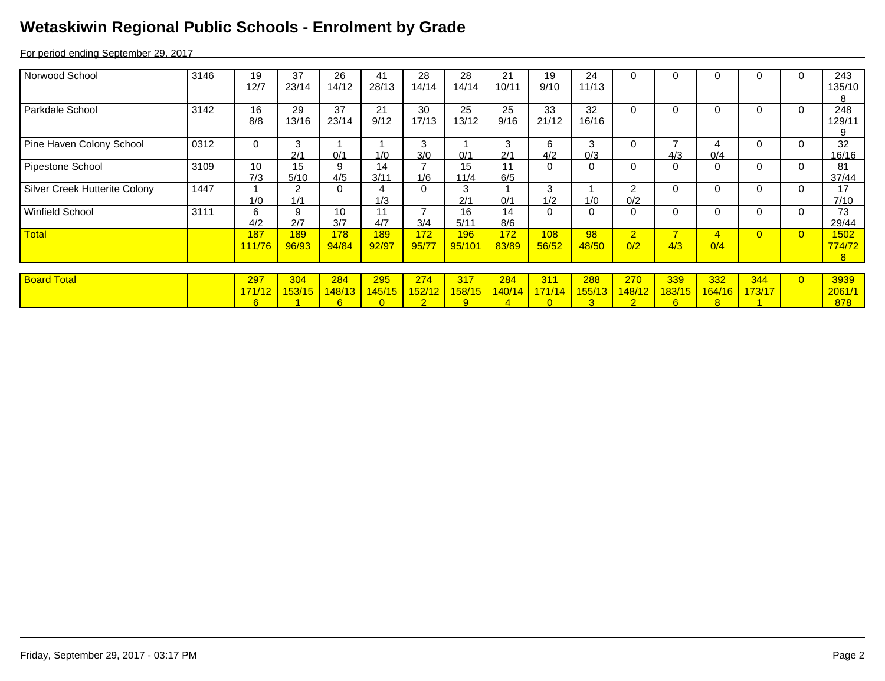# Wetaskiwin Regional Public Schools - Enrolment by Grade

For period ending September 29, 2017

| | | | | | | | | | | | | | | | | |
|---|---|---|---|---|---|---|---|---|---|---|---|---|---|---|---|---|
| Norwood School | 3146 | 19 12/7 | 37 23/14 | 26 14/12 | 41 28/13 | 28 14/14 | 28 14/14 | 21 10/11 | 19 9/10 | 24 11/13 | 0 | 0 | 0 | 0 | 0 | 243 135/108 |
| Parkdale School | 3142 | 16 8/8 | 29 13/16 | 37 23/14 | 21 9/12 | 30 17/13 | 25 13/12 | 25 9/16 | 33 21/12 | 32 16/16 | 0 | 0 | 0 | 0 | 0 | 248 129/119 |
| Pine Haven Colony School | 0312 | 0 | 3 2/1 | 1 0/1 | 1 1/0 | 3 3/0 | 1 0/1 | 3 2/1 | 6 4/2 | 3 0/3 | 0 | 7 4/3 | 4 0/4 | 0 | 0 | 32 16/16 |
| Pipestone School | 3109 | 10 7/3 | 15 5/10 | 9 4/5 | 14 3/11 | 7 1/6 | 15 11/4 | 11 6/5 | 0 | 0 | 0 | 0 | 0 | 0 | 0 | 81 37/44 |
| Silver Creek Hutterite Colony | 1447 | 1 1/0 | 2 1/1 | 0 | 4 1/3 | 0 | 3 2/1 | 1 0/1 | 3 1/2 | 1 1/0 | 2 0/2 | 0 | 0 | 0 | 0 | 17 7/10 |
| Winfield School | 3111 | 6 4/2 | 9 2/7 | 10 3/7 | 11 4/7 | 7 3/4 | 16 5/11 | 14 8/6 | 0 | 0 | 0 | 0 | 0 | 0 | 0 | 73 29/44 |
| Total | | 187 111/76 | 189 96/93 | 178 94/84 | 189 92/97 | 172 95/77 | 196 95/101 | 172 83/89 | 108 56/52 | 98 48/50 | 2 0/2 | 7 4/3 | 4 0/4 | 0 | 0 | 1502 774/728 |

| | | | | | | | | | | | | | | | | |
|---|---|---|---|---|---|---|---|---|---|---|---|---|---|---|---|---|
| Board Total | | 297 171/126 | 304 153/151 | 284 148/136 | 295 145/150 | 274 152/122 | 317 158/159 | 284 140/144 | 311 171/140 | 288 155/133 | 270 148/122 | 339 183/156 | 332 164/168 | 344 173/171 | 0 | 3939 2061/1878 |

Friday, September 29, 2017 - 03:17 PM